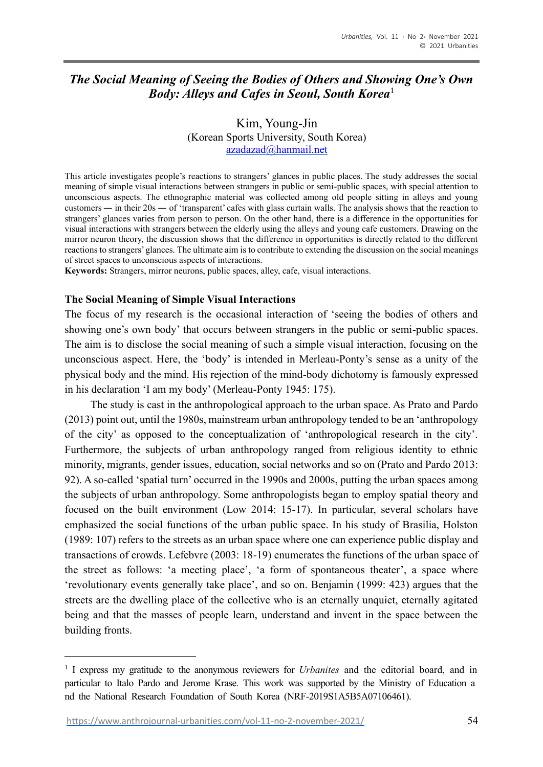# *The Social Meaning of Seeing the Bodies of Others and Showing One's Own Body: Alleys and Cafes in Seoul, South Korea*[1]

Kim, Young-Jin
(Korean Sports University, South Korea)
azadazad@hanmail.net

This article investigates people's reactions to strangers' glances in public places. The study addresses the social meaning of simple visual interactions between strangers in public or semi-public spaces, with special attention to unconscious aspects. The ethnographic material was collected among old people sitting in alleys and young customers — in their 20s — of 'transparent' cafes with glass curtain walls. The analysis shows that the reaction to strangers' glances varies from person to person. On the other hand, there is a difference in the opportunities for visual interactions with strangers between the elderly using the alleys and young cafe customers. Drawing on the mirror neuron theory, the discussion shows that the difference in opportunities is directly related to the different reactions to strangers' glances. The ultimate aim is to contribute to extending the discussion on the social meanings of street spaces to unconscious aspects of interactions.

**Keywords:** Strangers, mirror neurons, public spaces, alley, cafe, visual interactions.

## The Social Meaning of Simple Visual Interactions

The focus of my research is the occasional interaction of 'seeing the bodies of others and showing one's own body' that occurs between strangers in the public or semi-public spaces. The aim is to disclose the social meaning of such a simple visual interaction, focusing on the unconscious aspect. Here, the 'body' is intended in Merleau-Ponty's sense as a unity of the physical body and the mind. His rejection of the mind-body dichotomy is famously expressed in his declaration 'I am my body' (Merleau-Ponty 1945: 175).

The study is cast in the anthropological approach to the urban space. As Prato and Pardo (2013) point out, until the 1980s, mainstream urban anthropology tended to be an 'anthropology of the city' as opposed to the conceptualization of 'anthropological research in the city'. Furthermore, the subjects of urban anthropology ranged from religious identity to ethnic minority, migrants, gender issues, education, social networks and so on (Prato and Pardo 2013: 92). A so-called 'spatial turn' occurred in the 1990s and 2000s, putting the urban spaces among the subjects of urban anthropology. Some anthropologists began to employ spatial theory and focused on the built environment (Low 2014: 15-17). In particular, several scholars have emphasized the social functions of the urban public space. In his study of Brasilia, Holston (1989: 107) refers to the streets as an urban space where one can experience public display and transactions of crowds. Lefebvre (2003: 18-19) enumerates the functions of the urban space of the street as follows: 'a meeting place', 'a form of spontaneous theater', a space where 'revolutionary events generally take place', and so on. Benjamin (1999: 423) argues that the streets are the dwelling place of the collective who is an eternally unquiet, eternally agitated being and that the masses of people learn, understand and invent in the space between the building fronts.

---

[1] I express my gratitude to the anonymous reviewers for *Urbanites* and the editorial board, and in particular to Italo Pardo and Jerome Krase. This work was supported by the Ministry of Education and the National Research Foundation of South Korea (NRF-2019S1A5B5A07106461).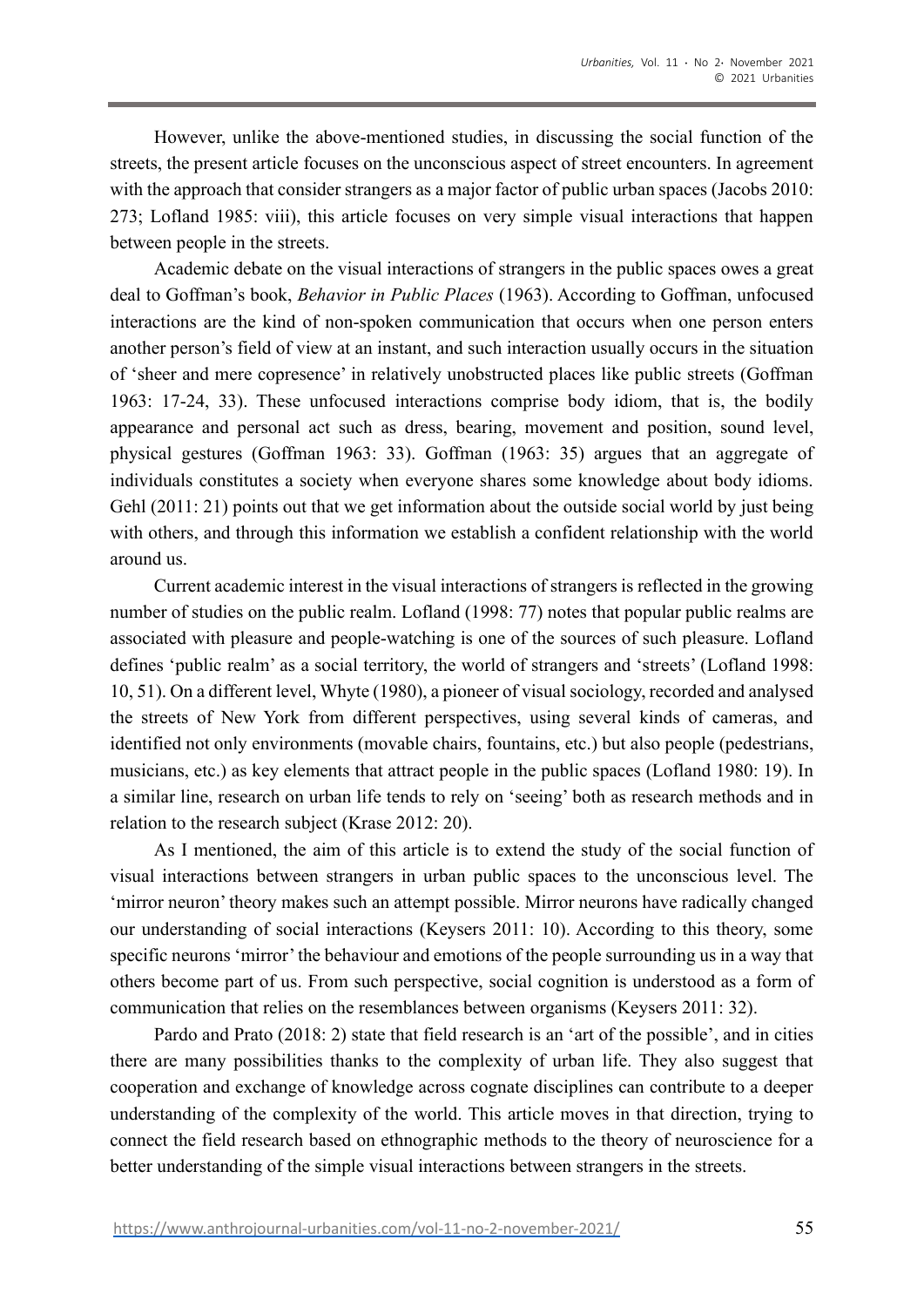However, unlike the above-mentioned studies, in discussing the social function of the streets, the present article focuses on the unconscious aspect of street encounters. In agreement with the approach that consider strangers as a major factor of public urban spaces (Jacobs 2010: 273; Lofland 1985: viii), this article focuses on very simple visual interactions that happen between people in the streets.

Academic debate on the visual interactions of strangers in the public spaces owes a great deal to Goffman's book, *Behavior in Public Places* (1963). According to Goffman, unfocused interactions are the kind of non-spoken communication that occurs when one person enters another person's field of view at an instant, and such interaction usually occurs in the situation of 'sheer and mere copresence' in relatively unobstructed places like public streets (Goffman 1963: 17-24, 33). These unfocused interactions comprise body idiom, that is, the bodily appearance and personal act such as dress, bearing, movement and position, sound level, physical gestures (Goffman 1963: 33). Goffman (1963: 35) argues that an aggregate of individuals constitutes a society when everyone shares some knowledge about body idioms. Gehl (2011: 21) points out that we get information about the outside social world by just being with others, and through this information we establish a confident relationship with the world around us.

Current academic interest in the visual interactions of strangers is reflected in the growing number of studies on the public realm. Lofland (1998: 77) notes that popular public realms are associated with pleasure and people-watching is one of the sources of such pleasure. Lofland defines 'public realm' as a social territory, the world of strangers and 'streets' (Lofland 1998: 10, 51). On a different level, Whyte (1980), a pioneer of visual sociology, recorded and analysed the streets of New York from different perspectives, using several kinds of cameras, and identified not only environments (movable chairs, fountains, etc.) but also people (pedestrians, musicians, etc.) as key elements that attract people in the public spaces (Lofland 1980: 19). In a similar line, research on urban life tends to rely on 'seeing' both as research methods and in relation to the research subject (Krase 2012: 20).

As I mentioned, the aim of this article is to extend the study of the social function of visual interactions between strangers in urban public spaces to the unconscious level. The 'mirror neuron' theory makes such an attempt possible. Mirror neurons have radically changed our understanding of social interactions (Keysers 2011: 10). According to this theory, some specific neurons 'mirror' the behaviour and emotions of the people surrounding us in a way that others become part of us. From such perspective, social cognition is understood as a form of communication that relies on the resemblances between organisms (Keysers 2011: 32).

Pardo and Prato (2018: 2) state that field research is an 'art of the possible', and in cities there are many possibilities thanks to the complexity of urban life. They also suggest that cooperation and exchange of knowledge across cognate disciplines can contribute to a deeper understanding of the complexity of the world. This article moves in that direction, trying to connect the field research based on ethnographic methods to the theory of neuroscience for a better understanding of the simple visual interactions between strangers in the streets.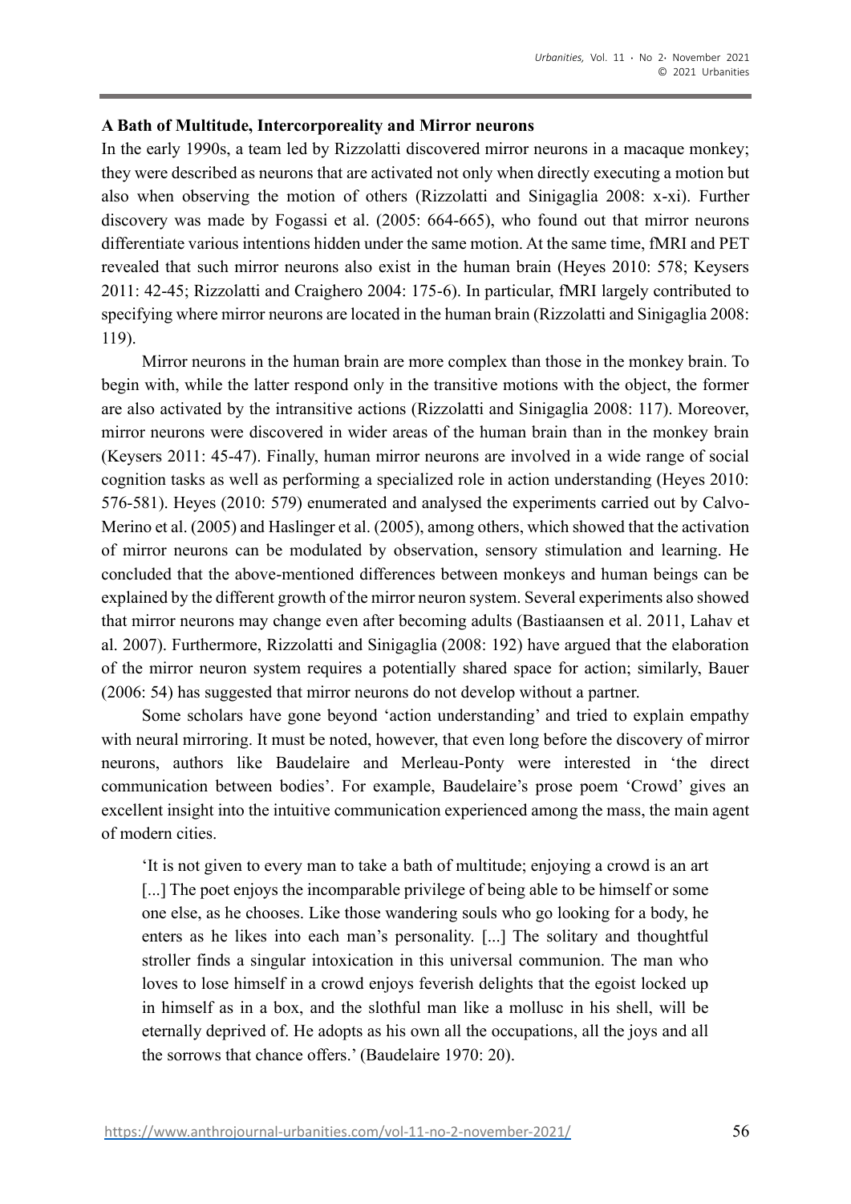**A Bath of Multitude, Intercorporeality and Mirror neurons**

In the early 1990s, a team led by Rizzolatti discovered mirror neurons in a macaque monkey; they were described as neurons that are activated not only when directly executing a motion but also when observing the motion of others (Rizzolatti and Sinigaglia 2008: x-xi). Further discovery was made by Fogassi et al. (2005: 664-665), who found out that mirror neurons differentiate various intentions hidden under the same motion. At the same time, fMRI and PET revealed that such mirror neurons also exist in the human brain (Heyes 2010: 578; Keysers 2011: 42-45; Rizzolatti and Craighero 2004: 175-6). In particular, fMRI largely contributed to specifying where mirror neurons are located in the human brain (Rizzolatti and Sinigaglia 2008: 119).

Mirror neurons in the human brain are more complex than those in the monkey brain. To begin with, while the latter respond only in the transitive motions with the object, the former are also activated by the intransitive actions (Rizzolatti and Sinigaglia 2008: 117). Moreover, mirror neurons were discovered in wider areas of the human brain than in the monkey brain (Keysers 2011: 45-47). Finally, human mirror neurons are involved in a wide range of social cognition tasks as well as performing a specialized role in action understanding (Heyes 2010: 576-581). Heyes (2010: 579) enumerated and analysed the experiments carried out by Calvo-Merino et al. (2005) and Haslinger et al. (2005), among others, which showed that the activation of mirror neurons can be modulated by observation, sensory stimulation and learning. He concluded that the above-mentioned differences between monkeys and human beings can be explained by the different growth of the mirror neuron system. Several experiments also showed that mirror neurons may change even after becoming adults (Bastiaansen et al. 2011, Lahav et al. 2007). Furthermore, Rizzolatti and Sinigaglia (2008: 192) have argued that the elaboration of the mirror neuron system requires a potentially shared space for action; similarly, Bauer (2006: 54) has suggested that mirror neurons do not develop without a partner.

Some scholars have gone beyond 'action understanding' and tried to explain empathy with neural mirroring. It must be noted, however, that even long before the discovery of mirror neurons, authors like Baudelaire and Merleau-Ponty were interested in 'the direct communication between bodies'. For example, Baudelaire's prose poem 'Crowd' gives an excellent insight into the intuitive communication experienced among the mass, the main agent of modern cities.

> 'It is not given to every man to take a bath of multitude; enjoying a crowd is an art [...] The poet enjoys the incomparable privilege of being able to be himself or some one else, as he chooses. Like those wandering souls who go looking for a body, he enters as he likes into each man's personality. [...] The solitary and thoughtful stroller finds a singular intoxication in this universal communion. The man who loves to lose himself in a crowd enjoys feverish delights that the egoist locked up in himself as in a box, and the slothful man like a mollusc in his shell, will be eternally deprived of. He adopts as his own all the occupations, all the joys and all the sorrows that chance offers.' (Baudelaire 1970: 20).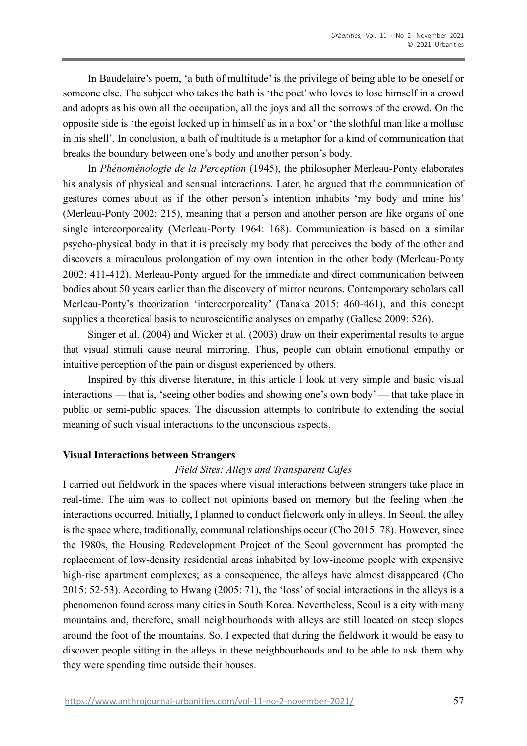In Baudelaire's poem, 'a bath of multitude' is the privilege of being able to be oneself or someone else. The subject who takes the bath is 'the poet' who loves to lose himself in a crowd and adopts as his own all the occupation, all the joys and all the sorrows of the crowd. On the opposite side is 'the egoist locked up in himself as in a box' or 'the slothful man like a mollusc in his shell'. In conclusion, a bath of multitude is a metaphor for a kind of communication that breaks the boundary between one's body and another person's body.

In *Phénoménologie de la Perception* (1945), the philosopher Merleau-Ponty elaborates his analysis of physical and sensual interactions. Later, he argued that the communication of gestures comes about as if the other person's intention inhabits 'my body and mine his' (Merleau-Ponty 2002: 215), meaning that a person and another person are like organs of one single intercorporeality (Merleau-Ponty 1964: 168). Communication is based on a similar psycho-physical body in that it is precisely my body that perceives the body of the other and discovers a miraculous prolongation of my own intention in the other body (Merleau-Ponty 2002: 411-412). Merleau-Ponty argued for the immediate and direct communication between bodies about 50 years earlier than the discovery of mirror neurons. Contemporary scholars call Merleau-Ponty's theorization 'intercorporeality' (Tanaka 2015: 460-461), and this concept supplies a theoretical basis to neuroscientific analyses on empathy (Gallese 2009: 526).

Singer et al. (2004) and Wicker et al. (2003) draw on their experimental results to argue that visual stimuli cause neural mirroring. Thus, people can obtain emotional empathy or intuitive perception of the pain or disgust experienced by others.

Inspired by this diverse literature, in this article I look at very simple and basic visual interactions — that is, 'seeing other bodies and showing one's own body' — that take place in public or semi-public spaces. The discussion attempts to contribute to extending the social meaning of such visual interactions to the unconscious aspects.

## Visual Interactions between Strangers

### *Field Sites: Alleys and Transparent Cafes*

I carried out fieldwork in the spaces where visual interactions between strangers take place in real-time. The aim was to collect not opinions based on memory but the feeling when the interactions occurred. Initially, I planned to conduct fieldwork only in alleys. In Seoul, the alley is the space where, traditionally, communal relationships occur (Cho 2015: 78). However, since the 1980s, the Housing Redevelopment Project of the Seoul government has prompted the replacement of low-density residential areas inhabited by low-income people with expensive high-rise apartment complexes; as a consequence, the alleys have almost disappeared (Cho 2015: 52-53). According to Hwang (2005: 71), the 'loss' of social interactions in the alleys is a phenomenon found across many cities in South Korea. Nevertheless, Seoul is a city with many mountains and, therefore, small neighbourhoods with alleys are still located on steep slopes around the foot of the mountains. So, I expected that during the fieldwork it would be easy to discover people sitting in the alleys in these neighbourhoods and to be able to ask them why they were spending time outside their houses.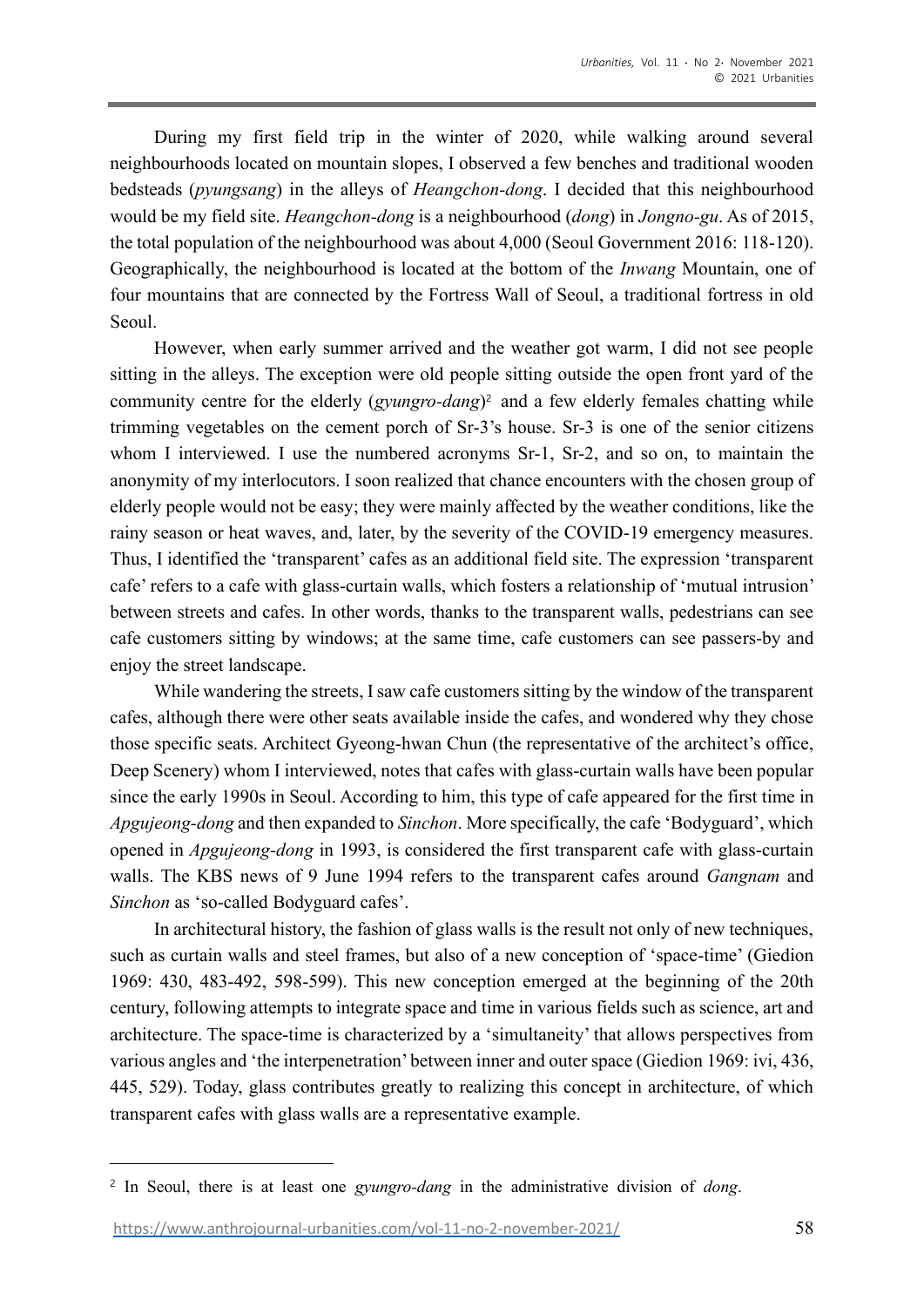During my first field trip in the winter of 2020, while walking around several neighbourhoods located on mountain slopes, I observed a few benches and traditional wooden bedsteads (*pyungsang*) in the alleys of *Heangchon-dong*. I decided that this neighbourhood would be my field site. *Heangchon-dong* is a neighbourhood (*dong*) in *Jongno-gu*. As of 2015, the total population of the neighbourhood was about 4,000 (Seoul Government 2016: 118-120). Geographically, the neighbourhood is located at the bottom of the *Inwang* Mountain, one of four mountains that are connected by the Fortress Wall of Seoul, a traditional fortress in old Seoul.

However, when early summer arrived and the weather got warm, I did not see people sitting in the alleys. The exception were old people sitting outside the open front yard of the community centre for the elderly (*gyungro-dang*)[2] and a few elderly females chatting while trimming vegetables on the cement porch of Sr-3's house. Sr-3 is one of the senior citizens whom I interviewed. I use the numbered acronyms Sr-1, Sr-2, and so on, to maintain the anonymity of my interlocutors. I soon realized that chance encounters with the chosen group of elderly people would not be easy; they were mainly affected by the weather conditions, like the rainy season or heat waves, and, later, by the severity of the COVID-19 emergency measures. Thus, I identified the 'transparent' cafes as an additional field site. The expression 'transparent cafe' refers to a cafe with glass-curtain walls, which fosters a relationship of 'mutual intrusion' between streets and cafes. In other words, thanks to the transparent walls, pedestrians can see cafe customers sitting by windows; at the same time, cafe customers can see passers-by and enjoy the street landscape.

While wandering the streets, I saw cafe customers sitting by the window of the transparent cafes, although there were other seats available inside the cafes, and wondered why they chose those specific seats. Architect Gyeong-hwan Chun (the representative of the architect's office, Deep Scenery) whom I interviewed, notes that cafes with glass-curtain walls have been popular since the early 1990s in Seoul. According to him, this type of cafe appeared for the first time in *Apgujeong-dong* and then expanded to *Sinchon*. More specifically, the cafe 'Bodyguard', which opened in *Apgujeong-dong* in 1993, is considered the first transparent cafe with glass-curtain walls. The KBS news of 9 June 1994 refers to the transparent cafes around *Gangnam* and *Sinchon* as 'so-called Bodyguard cafes'.

In architectural history, the fashion of glass walls is the result not only of new techniques, such as curtain walls and steel frames, but also of a new conception of 'space-time' (Giedion 1969: 430, 483-492, 598-599). This new conception emerged at the beginning of the 20th century, following attempts to integrate space and time in various fields such as science, art and architecture. The space-time is characterized by a 'simultaneity' that allows perspectives from various angles and 'the interpenetration' between inner and outer space (Giedion 1969: ivi, 436, 445, 529). Today, glass contributes greatly to realizing this concept in architecture, of which transparent cafes with glass walls are a representative example.

---

[2] In Seoul, there is at least one *gyungro-dang* in the administrative division of *dong*.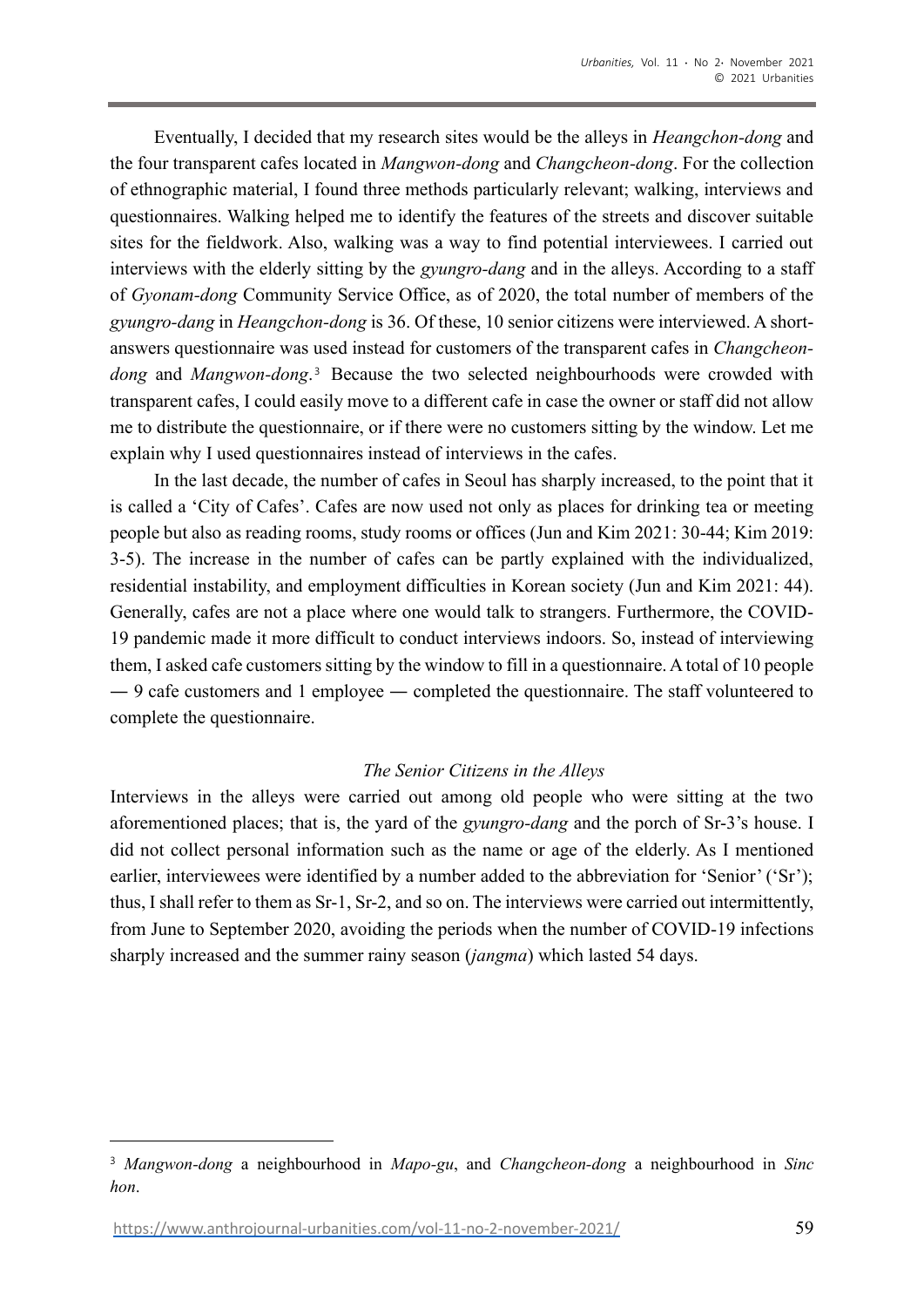Eventually, I decided that my research sites would be the alleys in *Heangchon-dong* and the four transparent cafes located in *Mangwon-dong* and *Changcheon-dong*. For the collection of ethnographic material, I found three methods particularly relevant; walking, interviews and questionnaires. Walking helped me to identify the features of the streets and discover suitable sites for the fieldwork. Also, walking was a way to find potential interviewees. I carried out interviews with the elderly sitting by the *gyungro-dang* and in the alleys. According to a staff of *Gyonam-dong* Community Service Office, as of 2020, the total number of members of the *gyungro-dang* in *Heangchon-dong* is 36. Of these, 10 senior citizens were interviewed. A short-answers questionnaire was used instead for customers of the transparent cafes in *Changcheon-dong* and *Mangwon-dong*.[3] Because the two selected neighbourhoods were crowded with transparent cafes, I could easily move to a different cafe in case the owner or staff did not allow me to distribute the questionnaire, or if there were no customers sitting by the window. Let me explain why I used questionnaires instead of interviews in the cafes.

In the last decade, the number of cafes in Seoul has sharply increased, to the point that it is called a 'City of Cafes'. Cafes are now used not only as places for drinking tea or meeting people but also as reading rooms, study rooms or offices (Jun and Kim 2021: 30-44; Kim 2019: 3-5). The increase in the number of cafes can be partly explained with the individualized, residential instability, and employment difficulties in Korean society (Jun and Kim 2021: 44). Generally, cafes are not a place where one would talk to strangers. Furthermore, the COVID-19 pandemic made it more difficult to conduct interviews indoors. So, instead of interviewing them, I asked cafe customers sitting by the window to fill in a questionnaire. A total of 10 people ― 9 cafe customers and 1 employee ― completed the questionnaire. The staff volunteered to complete the questionnaire.

### *The Senior Citizens in the Alleys*

Interviews in the alleys were carried out among old people who were sitting at the two aforementioned places; that is, the yard of the *gyungro-dang* and the porch of Sr-3's house. I did not collect personal information such as the name or age of the elderly. As I mentioned earlier, interviewees were identified by a number added to the abbreviation for 'Senior' ('Sr'); thus, I shall refer to them as Sr-1, Sr-2, and so on. The interviews were carried out intermittently, from June to September 2020, avoiding the periods when the number of COVID-19 infections sharply increased and the summer rainy season (*jangma*) which lasted 54 days.

---

[3] *Mangwon-dong* a neighbourhood in *Mapo-gu*, and *Changcheon-dong* a neighbourhood in *Sinc hon*.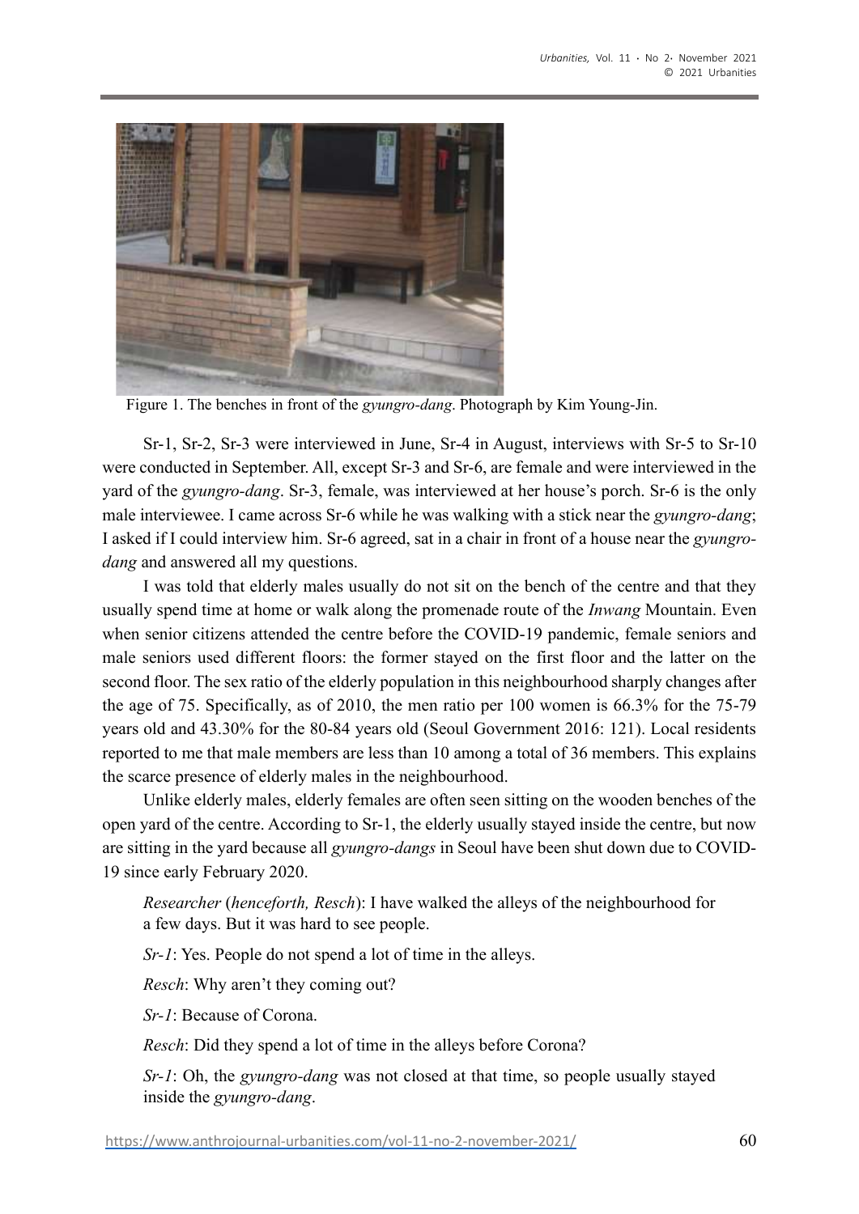Figure 1. The benches in front of the *gyungro-dang*. Photograph by Kim Young-Jin.

Sr-1, Sr-2, Sr-3 were interviewed in June, Sr-4 in August, interviews with Sr-5 to Sr-10 were conducted in September. All, except Sr-3 and Sr-6, are female and were interviewed in the yard of the *gyungro-dang*. Sr-3, female, was interviewed at her house's porch. Sr-6 is the only male interviewee. I came across Sr-6 while he was walking with a stick near the *gyungro-dang*; I asked if I could interview him. Sr-6 agreed, sat in a chair in front of a house near the *gyungro-dang* and answered all my questions.

I was told that elderly males usually do not sit on the bench of the centre and that they usually spend time at home or walk along the promenade route of the *Inwang* Mountain. Even when senior citizens attended the centre before the COVID-19 pandemic, female seniors and male seniors used different floors: the former stayed on the first floor and the latter on the second floor. The sex ratio of the elderly population in this neighbourhood sharply changes after the age of 75. Specifically, as of 2010, the men ratio per 100 women is 66.3% for the 75-79 years old and 43.30% for the 80-84 years old (Seoul Government 2016: 121). Local residents reported to me that male members are less than 10 among a total of 36 members. This explains the scarce presence of elderly males in the neighbourhood.

Unlike elderly males, elderly females are often seen sitting on the wooden benches of the open yard of the centre. According to Sr-1, the elderly usually stayed inside the centre, but now are sitting in the yard because all *gyungro-dangs* in Seoul have been shut down due to COVID-19 since early February 2020.

> *Researcher* (*henceforth, Resch*): I have walked the alleys of the neighbourhood for a few days. But it was hard to see people.
>
> *Sr-1*: Yes. People do not spend a lot of time in the alleys.
>
> *Resch*: Why aren't they coming out?
>
> *Sr-1*: Because of Corona.
>
> *Resch*: Did they spend a lot of time in the alleys before Corona?
>
> *Sr-1*: Oh, the *gyungro-dang* was not closed at that time, so people usually stayed inside the *gyungro-dang*.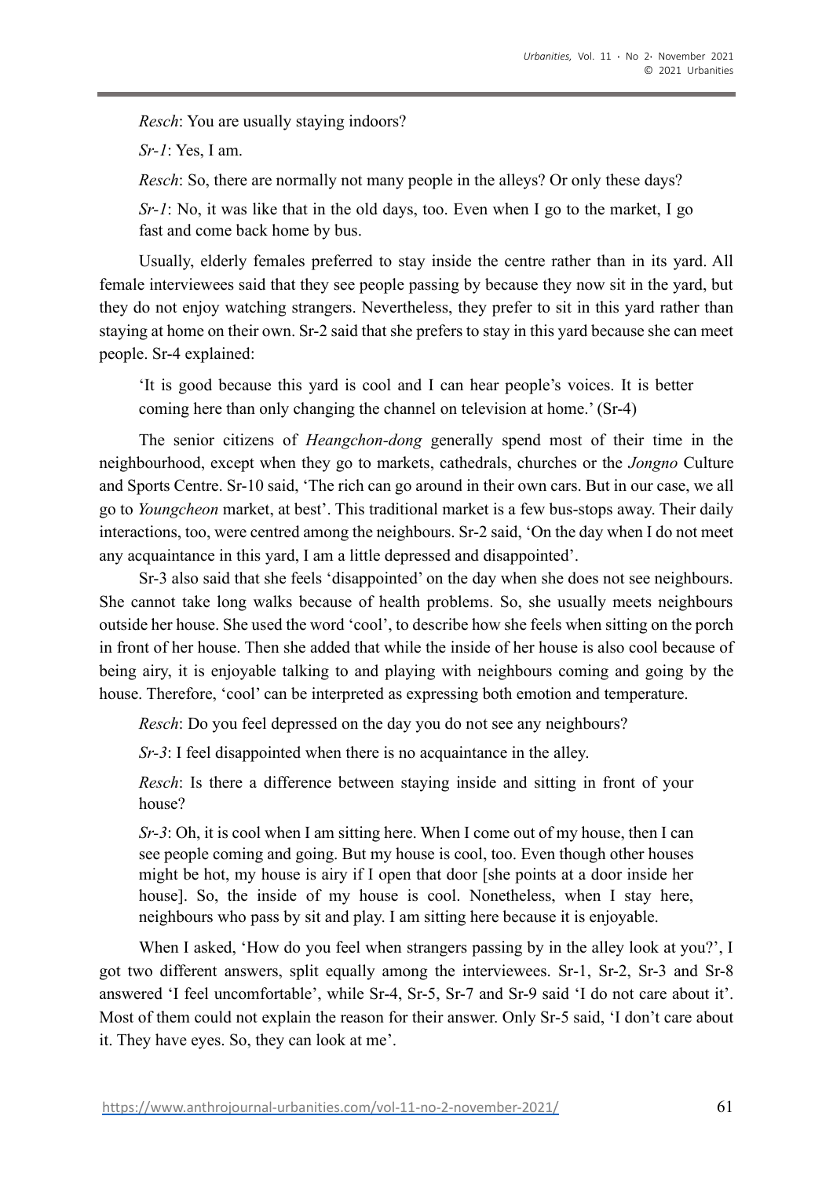*Resch*: You are usually staying indoors?

*Sr-1*: Yes, I am.

*Resch*: So, there are normally not many people in the alleys? Or only these days?

*Sr-1*: No, it was like that in the old days, too. Even when I go to the market, I go fast and come back home by bus.

Usually, elderly females preferred to stay inside the centre rather than in its yard. All female interviewees said that they see people passing by because they now sit in the yard, but they do not enjoy watching strangers. Nevertheless, they prefer to sit in this yard rather than staying at home on their own. Sr-2 said that she prefers to stay in this yard because she can meet people. Sr-4 explained:

> 'It is good because this yard is cool and I can hear people's voices. It is better coming here than only changing the channel on television at home.' (Sr-4)

The senior citizens of *Heangchon-dong* generally spend most of their time in the neighbourhood, except when they go to markets, cathedrals, churches or the *Jongno* Culture and Sports Centre. Sr-10 said, 'The rich can go around in their own cars. But in our case, we all go to *Youngcheon* market, at best'. This traditional market is a few bus-stops away. Their daily interactions, too, were centred among the neighbours. Sr-2 said, 'On the day when I do not meet any acquaintance in this yard, I am a little depressed and disappointed'.

Sr-3 also said that she feels 'disappointed' on the day when she does not see neighbours. She cannot take long walks because of health problems. So, she usually meets neighbours outside her house. She used the word 'cool', to describe how she feels when sitting on the porch in front of her house. Then she added that while the inside of her house is also cool because of being airy, it is enjoyable talking to and playing with neighbours coming and going by the house. Therefore, 'cool' can be interpreted as expressing both emotion and temperature.

*Resch*: Do you feel depressed on the day you do not see any neighbours?

*Sr-3*: I feel disappointed when there is no acquaintance in the alley.

*Resch*: Is there a difference between staying inside and sitting in front of your house?

*Sr-3*: Oh, it is cool when I am sitting here. When I come out of my house, then I can see people coming and going. But my house is cool, too. Even though other houses might be hot, my house is airy if I open that door [she points at a door inside her house]. So, the inside of my house is cool. Nonetheless, when I stay here, neighbours who pass by sit and play. I am sitting here because it is enjoyable.

When I asked, 'How do you feel when strangers passing by in the alley look at you?', I got two different answers, split equally among the interviewees. Sr-1, Sr-2, Sr-3 and Sr-8 answered 'I feel uncomfortable', while Sr-4, Sr-5, Sr-7 and Sr-9 said 'I do not care about it'. Most of them could not explain the reason for their answer. Only Sr-5 said, 'I don't care about it. They have eyes. So, they can look at me'.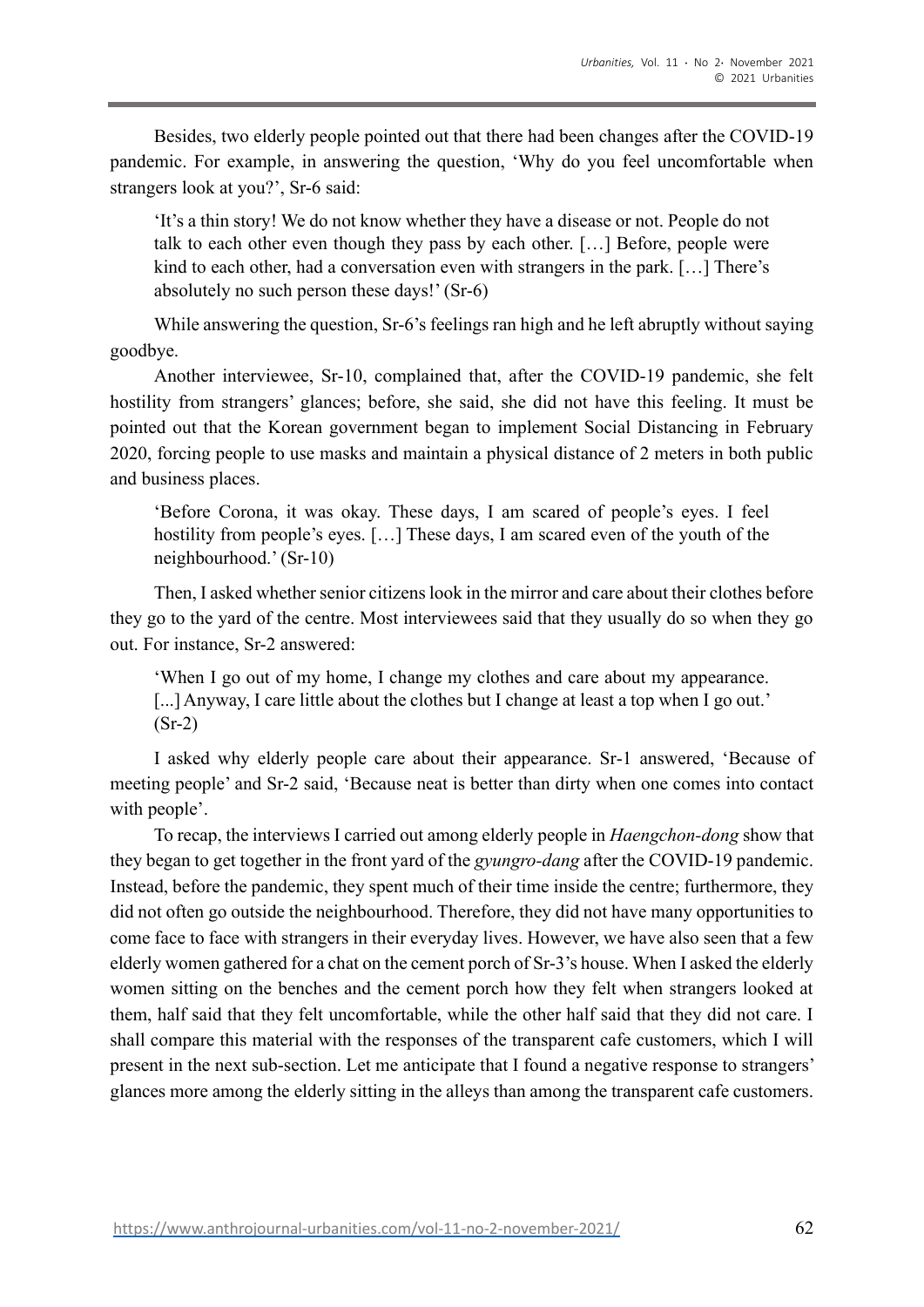Besides, two elderly people pointed out that there had been changes after the COVID-19 pandemic. For example, in answering the question, 'Why do you feel uncomfortable when strangers look at you?', Sr-6 said:

> 'It's a thin story! We do not know whether they have a disease or not. People do not talk to each other even though they pass by each other. […] Before, people were kind to each other, had a conversation even with strangers in the park. […] There's absolutely no such person these days!' (Sr-6)

While answering the question, Sr-6's feelings ran high and he left abruptly without saying goodbye.

Another interviewee, Sr-10, complained that, after the COVID-19 pandemic, she felt hostility from strangers' glances; before, she said, she did not have this feeling. It must be pointed out that the Korean government began to implement Social Distancing in February 2020, forcing people to use masks and maintain a physical distance of 2 meters in both public and business places.

> 'Before Corona, it was okay. These days, I am scared of people's eyes. I feel hostility from people's eyes. […] These days, I am scared even of the youth of the neighbourhood.' (Sr-10)

Then, I asked whether senior citizens look in the mirror and care about their clothes before they go to the yard of the centre. Most interviewees said that they usually do so when they go out. For instance, Sr-2 answered:

> 'When I go out of my home, I change my clothes and care about my appearance. [...] Anyway, I care little about the clothes but I change at least a top when I go out.' (Sr-2)

I asked why elderly people care about their appearance. Sr-1 answered, 'Because of meeting people' and Sr-2 said, 'Because neat is better than dirty when one comes into contact with people'.

To recap, the interviews I carried out among elderly people in *Haengchon-dong* show that they began to get together in the front yard of the *gyungro-dang* after the COVID-19 pandemic. Instead, before the pandemic, they spent much of their time inside the centre; furthermore, they did not often go outside the neighbourhood. Therefore, they did not have many opportunities to come face to face with strangers in their everyday lives. However, we have also seen that a few elderly women gathered for a chat on the cement porch of Sr-3's house. When I asked the elderly women sitting on the benches and the cement porch how they felt when strangers looked at them, half said that they felt uncomfortable, while the other half said that they did not care. I shall compare this material with the responses of the transparent cafe customers, which I will present in the next sub-section. Let me anticipate that I found a negative response to strangers' glances more among the elderly sitting in the alleys than among the transparent cafe customers.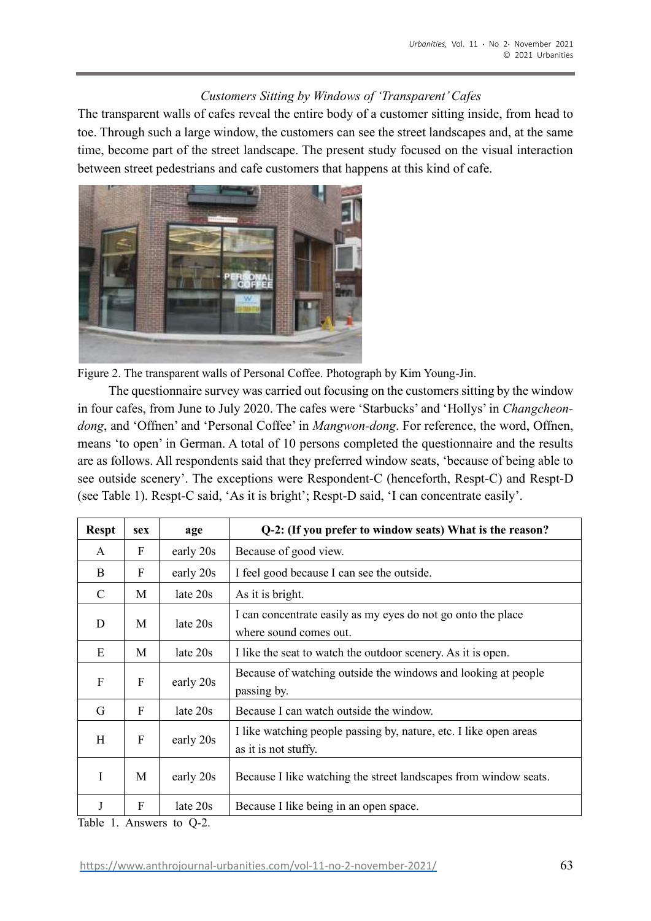*Customers Sitting by Windows of 'Transparent' Cafes*

The transparent walls of cafes reveal the entire body of a customer sitting inside, from head to toe. Through such a large window, the customers can see the street landscapes and, at the same time, become part of the street landscape. The present study focused on the visual interaction between street pedestrians and cafe customers that happens at this kind of cafe.

Figure 2. The transparent walls of Personal Coffee. Photograph by Kim Young-Jin.

The questionnaire survey was carried out focusing on the customers sitting by the window in four cafes, from June to July 2020. The cafes were 'Starbucks' and 'Hollys' in *Changcheon-dong*, and 'Offnen' and 'Personal Coffee' in *Mangwon-dong*. For reference, the word, Offnen, means 'to open' in German. A total of 10 persons completed the questionnaire and the results are as follows. All respondents said that they preferred window seats, 'because of being able to see outside scenery'. The exceptions were Respondent-C (henceforth, Respt-C) and Respt-D (see Table 1). Respt-C said, 'As it is bright'; Respt-D said, 'I can concentrate easily'.

| Respt | sex | age | Q-2: (If you prefer to window seats) What is the reason? |
|---|---|---|---|
| A | F | early 20s | Because of good view. |
| B | F | early 20s | I feel good because I can see the outside. |
| C | M | late 20s | As it is bright. |
| D | M | late 20s | I can concentrate easily as my eyes do not go onto the place where sound comes out. |
| E | M | late 20s | I like the seat to watch the outdoor scenery. As it is open. |
| F | F | early 20s | Because of watching outside the windows and looking at people passing by. |
| G | F | late 20s | Because I can watch outside the window. |
| H | F | early 20s | I like watching people passing by, nature, etc. I like open areas as it is not stuffy. |
| I | M | early 20s | Because I like watching the street landscapes from window seats. |
| J | F | late 20s | Because I like being in an open space. |

Table 1. Answers to Q-2.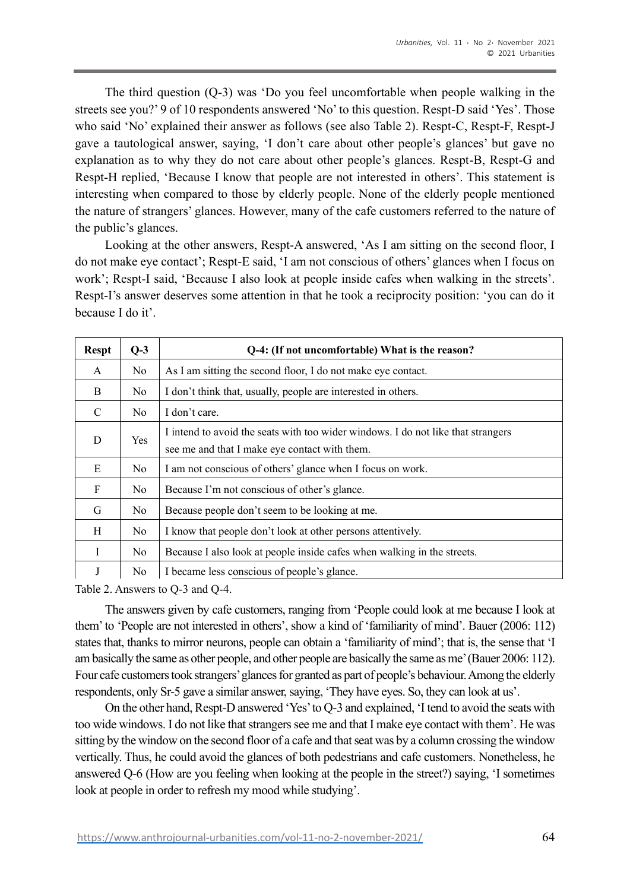The third question (Q-3) was 'Do you feel uncomfortable when people walking in the streets see you?' 9 of 10 respondents answered 'No' to this question. Respt-D said 'Yes'. Those who said 'No' explained their answer as follows (see also Table 2). Respt-C, Respt-F, Respt-J gave a tautological answer, saying, 'I don't care about other people's glances' but gave no explanation as to why they do not care about other people's glances. Respt-B, Respt-G and Respt-H replied, 'Because I know that people are not interested in others'. This statement is interesting when compared to those by elderly people. None of the elderly people mentioned the nature of strangers' glances. However, many of the cafe customers referred to the nature of the public's glances.

Looking at the other answers, Respt-A answered, 'As I am sitting on the second floor, I do not make eye contact'; Respt-E said, 'I am not conscious of others' glances when I focus on work'; Respt-I said, 'Because I also look at people inside cafes when walking in the streets'. Respt-I's answer deserves some attention in that he took a reciprocity position: 'you can do it because I do it'.

| Respt | Q-3 | Q-4: (If not uncomfortable) What is the reason? |
|---|---|---|
| A | No | As I am sitting the second floor, I do not make eye contact. |
| B | No | I don't think that, usually, people are interested in others. |
| C | No | I don't care. |
| D | Yes | I intend to avoid the seats with too wider windows. I do not like that strangers see me and that I make eye contact with them. |
| E | No | I am not conscious of others' glance when I focus on work. |
| F | No | Because I'm not conscious of other's glance. |
| G | No | Because people don't seem to be looking at me. |
| H | No | I know that people don't look at other persons attentively. |
| I | No | Because I also look at people inside cafes when walking in the streets. |
| J | No | I became less conscious of people's glance. |

Table 2. Answers to Q-3 and Q-4.

The answers given by cafe customers, ranging from 'People could look at me because I look at them' to 'People are not interested in others', show a kind of 'familiarity of mind'. Bauer (2006: 112) states that, thanks to mirror neurons, people can obtain a 'familiarity of mind'; that is, the sense that 'I am basically the same as other people, and other people are basically the same as me' (Bauer 2006: 112). Four cafe customers took strangers' glances for granted as part of people's behaviour. Among the elderly respondents, only Sr-5 gave a similar answer, saying, 'They have eyes. So, they can look at us'.

On the other hand, Respt-D answered 'Yes' to Q-3 and explained, 'I tend to avoid the seats with too wide windows. I do not like that strangers see me and that I make eye contact with them'. He was sitting by the window on the second floor of a cafe and that seat was by a column crossing the window vertically. Thus, he could avoid the glances of both pedestrians and cafe customers. Nonetheless, he answered Q-6 (How are you feeling when looking at the people in the street?) saying, 'I sometimes look at people in order to refresh my mood while studying'.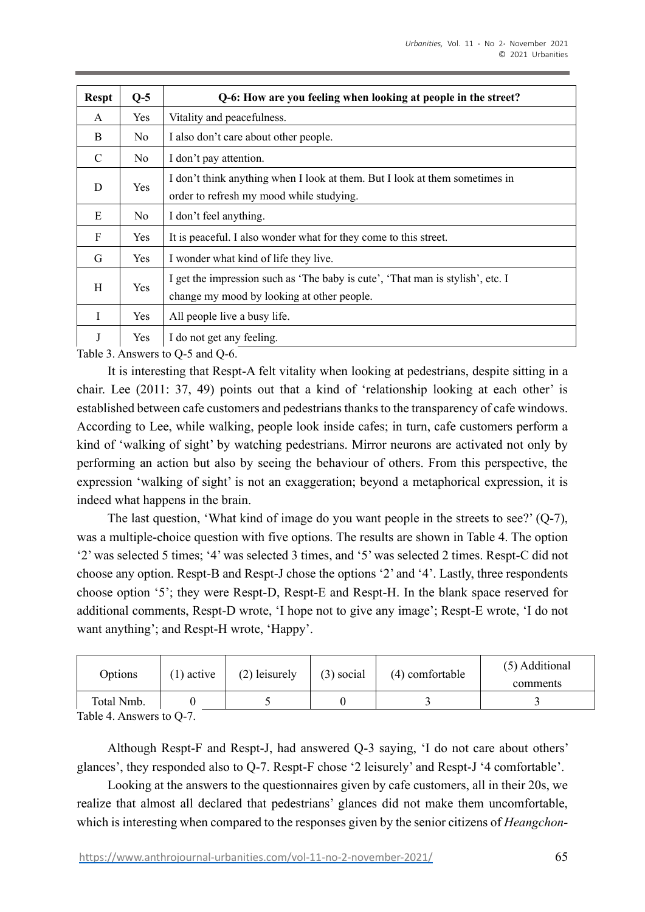| Respt | Q-5 | Q-6: How are you feeling when looking at people in the street? |
|---|---|---|
| A | Yes | Vitality and peacefulness. |
| B | No | I also don't care about other people. |
| C | No | I don't pay attention. |
| D | Yes | I don't think anything when I look at them. But I look at them sometimes in order to refresh my mood while studying. |
| E | No | I don't feel anything. |
| F | Yes | It is peaceful. I also wonder what for they come to this street. |
| G | Yes | I wonder what kind of life they live. |
| H | Yes | I get the impression such as 'The baby is cute', 'That man is stylish', etc. I change my mood by looking at other people. |
| I | Yes | All people live a busy life. |
| J | Yes | I do not get any feeling. |

Table 3. Answers to Q-5 and Q-6.

It is interesting that Respt-A felt vitality when looking at pedestrians, despite sitting in a chair. Lee (2011: 37, 49) points out that a kind of 'relationship looking at each other' is established between cafe customers and pedestrians thanks to the transparency of cafe windows. According to Lee, while walking, people look inside cafes; in turn, cafe customers perform a kind of 'walking of sight' by watching pedestrians. Mirror neurons are activated not only by performing an action but also by seeing the behaviour of others. From this perspective, the expression 'walking of sight' is not an exaggeration; beyond a metaphorical expression, it is indeed what happens in the brain.

The last question, 'What kind of image do you want people in the streets to see?' (Q-7), was a multiple-choice question with five options. The results are shown in Table 4. The option '2' was selected 5 times; '4' was selected 3 times, and '5' was selected 2 times. Respt-C did not choose any option. Respt-B and Respt-J chose the options '2' and '4'. Lastly, three respondents choose option '5'; they were Respt-D, Respt-E and Respt-H. In the blank space reserved for additional comments, Respt-D wrote, 'I hope not to give any image'; Respt-E wrote, 'I do not want anything'; and Respt-H wrote, 'Happy'.

| Options | (1) active | (2) leisurely | (3) social | (4) comfortable | (5) Additional comments |
|---|---|---|---|---|---|
| Total Nmb. | 0 | 5 | 0 | 3 | 3 |

Table 4. Answers to Q-7.

Although Respt-F and Respt-J, had answered Q-3 saying, 'I do not care about others' glances', they responded also to Q-7. Respt-F chose '2 leisurely' and Respt-J '4 comfortable'.

Looking at the answers to the questionnaires given by cafe customers, all in their 20s, we realize that almost all declared that pedestrians' glances did not make them uncomfortable, which is interesting when compared to the responses given by the senior citizens of *Heangchon-*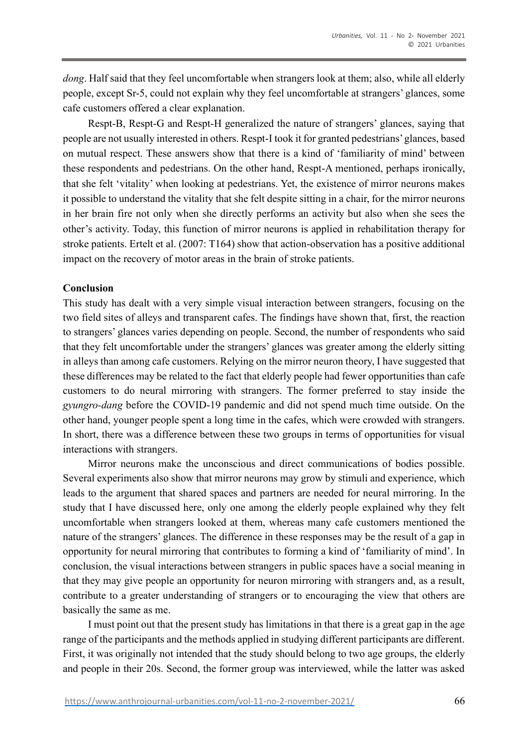*dong*. Half said that they feel uncomfortable when strangers look at them; also, while all elderly people, except Sr-5, could not explain why they feel uncomfortable at strangers' glances, some cafe customers offered a clear explanation.

Respt-B, Respt-G and Respt-H generalized the nature of strangers' glances, saying that people are not usually interested in others. Respt-I took it for granted pedestrians' glances, based on mutual respect. These answers show that there is a kind of 'familiarity of mind' between these respondents and pedestrians. On the other hand, Respt-A mentioned, perhaps ironically, that she felt 'vitality' when looking at pedestrians. Yet, the existence of mirror neurons makes it possible to understand the vitality that she felt despite sitting in a chair, for the mirror neurons in her brain fire not only when she directly performs an activity but also when she sees the other's activity. Today, this function of mirror neurons is applied in rehabilitation therapy for stroke patients. Ertelt et al. (2007: T164) show that action-observation has a positive additional impact on the recovery of motor areas in the brain of stroke patients.

**Conclusion**

This study has dealt with a very simple visual interaction between strangers, focusing on the two field sites of alleys and transparent cafes. The findings have shown that, first, the reaction to strangers' glances varies depending on people. Second, the number of respondents who said that they felt uncomfortable under the strangers' glances was greater among the elderly sitting in alleys than among cafe customers. Relying on the mirror neuron theory, I have suggested that these differences may be related to the fact that elderly people had fewer opportunities than cafe customers to do neural mirroring with strangers. The former preferred to stay inside the *gyungro-dang* before the COVID-19 pandemic and did not spend much time outside. On the other hand, younger people spent a long time in the cafes, which were crowded with strangers. In short, there was a difference between these two groups in terms of opportunities for visual interactions with strangers.

Mirror neurons make the unconscious and direct communications of bodies possible. Several experiments also show that mirror neurons may grow by stimuli and experience, which leads to the argument that shared spaces and partners are needed for neural mirroring. In the study that I have discussed here, only one among the elderly people explained why they felt uncomfortable when strangers looked at them, whereas many cafe customers mentioned the nature of the strangers' glances. The difference in these responses may be the result of a gap in opportunity for neural mirroring that contributes to forming a kind of 'familiarity of mind'. In conclusion, the visual interactions between strangers in public spaces have a social meaning in that they may give people an opportunity for neuron mirroring with strangers and, as a result, contribute to a greater understanding of strangers or to encouraging the view that others are basically the same as me.

I must point out that the present study has limitations in that there is a great gap in the age range of the participants and the methods applied in studying different participants are different. First, it was originally not intended that the study should belong to two age groups, the elderly and people in their 20s. Second, the former group was interviewed, while the latter was asked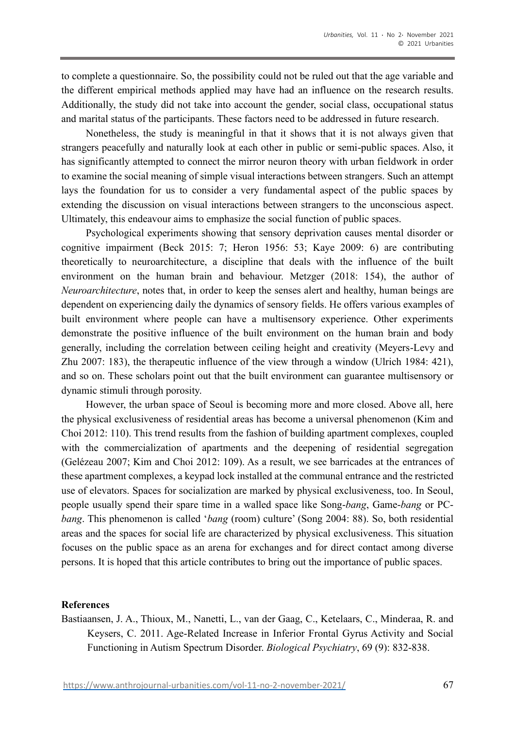to complete a questionnaire. So, the possibility could not be ruled out that the age variable and the different empirical methods applied may have had an influence on the research results. Additionally, the study did not take into account the gender, social class, occupational status and marital status of the participants. These factors need to be addressed in future research.

Nonetheless, the study is meaningful in that it shows that it is not always given that strangers peacefully and naturally look at each other in public or semi-public spaces. Also, it has significantly attempted to connect the mirror neuron theory with urban fieldwork in order to examine the social meaning of simple visual interactions between strangers. Such an attempt lays the foundation for us to consider a very fundamental aspect of the public spaces by extending the discussion on visual interactions between strangers to the unconscious aspect. Ultimately, this endeavour aims to emphasize the social function of public spaces.

Psychological experiments showing that sensory deprivation causes mental disorder or cognitive impairment (Beck 2015: 7; Heron 1956: 53; Kaye 2009: 6) are contributing theoretically to neuroarchitecture, a discipline that deals with the influence of the built environment on the human brain and behaviour. Metzger (2018: 154), the author of *Neuroarchitecture*, notes that, in order to keep the senses alert and healthy, human beings are dependent on experiencing daily the dynamics of sensory fields. He offers various examples of built environment where people can have a multisensory experience. Other experiments demonstrate the positive influence of the built environment on the human brain and body generally, including the correlation between ceiling height and creativity (Meyers-Levy and Zhu 2007: 183), the therapeutic influence of the view through a window (Ulrich 1984: 421), and so on. These scholars point out that the built environment can guarantee multisensory or dynamic stimuli through porosity.

However, the urban space of Seoul is becoming more and more closed. Above all, here the physical exclusiveness of residential areas has become a universal phenomenon (Kim and Choi 2012: 110). This trend results from the fashion of building apartment complexes, coupled with the commercialization of apartments and the deepening of residential segregation (Gelézeau 2007; Kim and Choi 2012: 109). As a result, we see barricades at the entrances of these apartment complexes, a keypad lock installed at the communal entrance and the restricted use of elevators. Spaces for socialization are marked by physical exclusiveness, too. In Seoul, people usually spend their spare time in a walled space like Song-*bang*, Game-*bang* or PC-*bang*. This phenomenon is called '*bang* (room) culture' (Song 2004: 88). So, both residential areas and the spaces for social life are characterized by physical exclusiveness. This situation focuses on the public space as an arena for exchanges and for direct contact among diverse persons. It is hoped that this article contributes to bring out the importance of public spaces.

## References

Bastiaansen, J. A., Thioux, M., Nanetti, L., van der Gaag, C., Ketelaars, C., Minderaa, R. and Keysers, C. 2011. Age-Related Increase in Inferior Frontal Gyrus Activity and Social Functioning in Autism Spectrum Disorder. *Biological Psychiatry*, 69 (9): 832-838.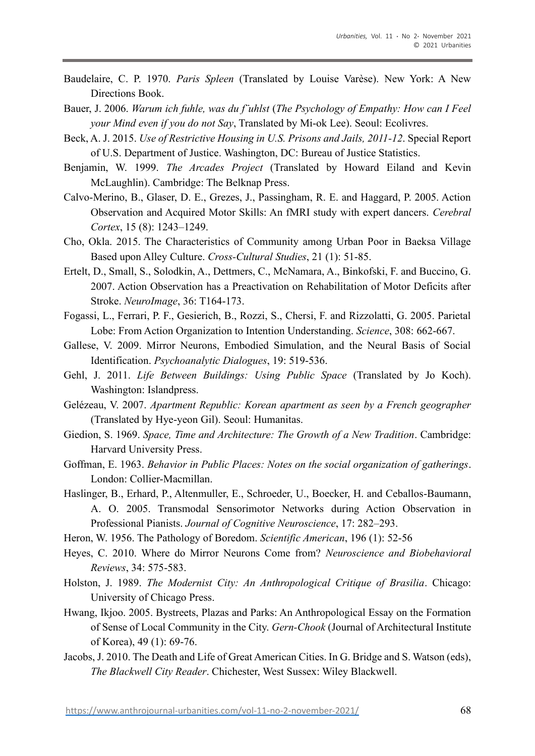Baudelaire, C. P. 1970. *Paris Spleen* (Translated by Louise Varèse). New York: A New Directions Book.

Bauer, J. 2006. *Warum ich fuhle, was du f ̈uhlst* (*The Psychology of Empathy: How can I Feel your Mind even if you do not Say*, Translated by Mi-ok Lee). Seoul: Ecolivres.

Beck, A. J. 2015. *Use of Restrictive Housing in U.S. Prisons and Jails, 2011-12*. Special Report of U.S. Department of Justice. Washington, DC: Bureau of Justice Statistics.

Benjamin, W. 1999. *The Arcades Project* (Translated by Howard Eiland and Kevin McLaughlin). Cambridge: The Belknap Press.

Calvo-Merino, B., Glaser, D. E., Grezes, J., Passingham, R. E. and Haggard, P. 2005. Action Observation and Acquired Motor Skills: An fMRI study with expert dancers. *Cerebral Cortex*, 15 (8): 1243–1249.

Cho, Okla. 2015. The Characteristics of Community among Urban Poor in Baeksa Village Based upon Alley Culture. *Cross-Cultural Studies*, 21 (1): 51-85.

Ertelt, D., Small, S., Solodkin, A., Dettmers, C., McNamara, A., Binkofski, F. and Buccino, G. 2007. Action Observation has a Preactivation on Rehabilitation of Motor Deficits after Stroke. *NeuroImage*, 36: T164-173.

Fogassi, L., Ferrari, P. F., Gesierich, B., Rozzi, S., Chersi, F. and Rizzolatti, G. 2005. Parietal Lobe: From Action Organization to Intention Understanding. *Science*, 308: 662-667.

Gallese, V. 2009. Mirror Neurons, Embodied Simulation, and the Neural Basis of Social Identification. *Psychoanalytic Dialogues*, 19: 519-536.

Gehl, J. 2011. *Life Between Buildings: Using Public Space* (Translated by Jo Koch). Washington: Islandpress.

Gelézeau, V. 2007. *Apartment Republic: Korean apartment as seen by a French geographer* (Translated by Hye-yeon Gil). Seoul: Humanitas.

Giedion, S. 1969. *Space, Time and Architecture: The Growth of a New Tradition*. Cambridge: Harvard University Press.

Goffman, E. 1963. *Behavior in Public Places: Notes on the social organization of gatherings*. London: Collier-Macmillan.

Haslinger, B., Erhard, P., Altenmuller, E., Schroeder, U., Boecker, H. and Ceballos-Baumann, A. O. 2005. Transmodal Sensorimotor Networks during Action Observation in Professional Pianists. *Journal of Cognitive Neuroscience*, 17: 282–293.

Heron, W. 1956. The Pathology of Boredom. *Scientific American*, 196 (1): 52-56

Heyes, C. 2010. Where do Mirror Neurons Come from? *Neuroscience and Biobehavioral Reviews*, 34: 575-583.

Holston, J. 1989. *The Modernist City: An Anthropological Critique of Brasilia*. Chicago: University of Chicago Press.

Hwang, Ikjoo. 2005. Bystreets, Plazas and Parks: An Anthropological Essay on the Formation of Sense of Local Community in the City. *Gern-Chook* (Journal of Architectural Institute of Korea), 49 (1): 69-76.

Jacobs, J. 2010. The Death and Life of Great American Cities. In G. Bridge and S. Watson (eds), *The Blackwell City Reader*. Chichester, West Sussex: Wiley Blackwell.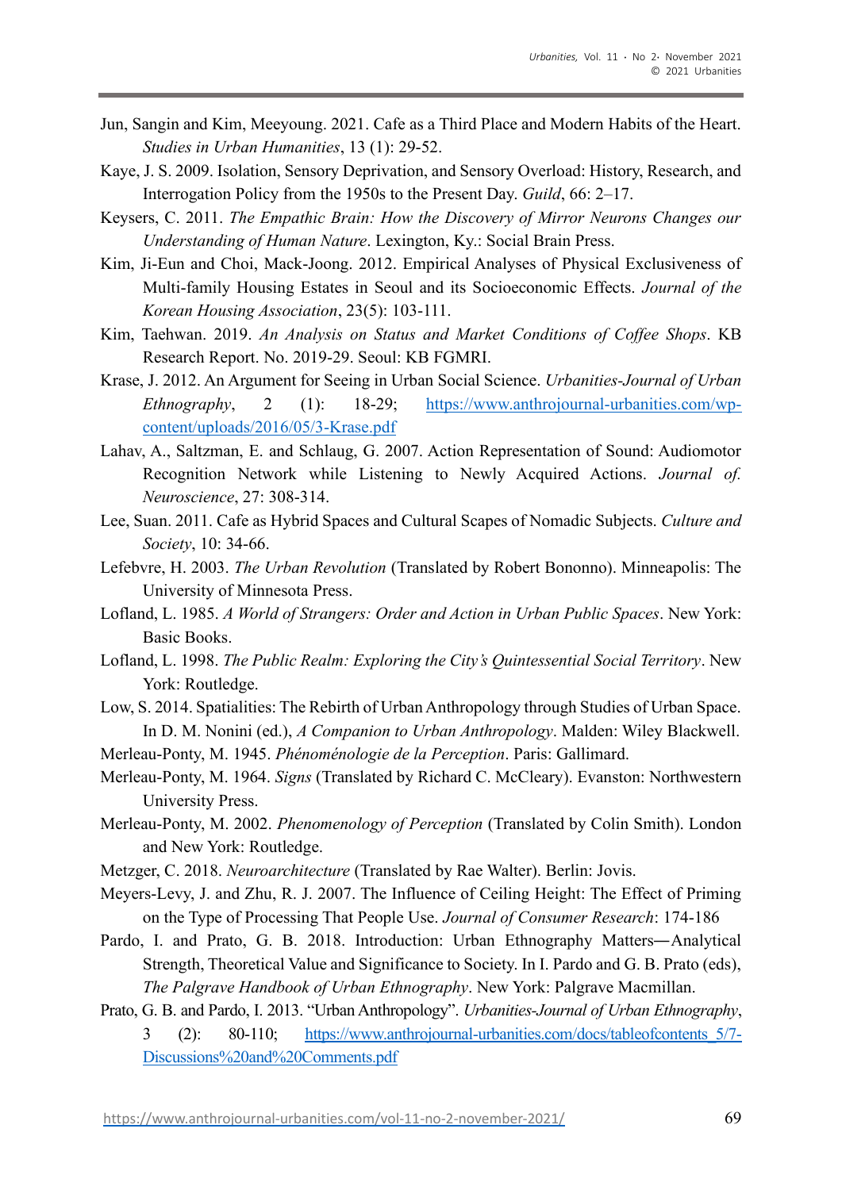Jun, Sangin and Kim, Meeyoung. 2021. Cafe as a Third Place and Modern Habits of the Heart. *Studies in Urban Humanities*, 13 (1): 29-52.

Kaye, J. S. 2009. Isolation, Sensory Deprivation, and Sensory Overload: History, Research, and Interrogation Policy from the 1950s to the Present Day. *Guild*, 66: 2–17.

Keysers, C. 2011. *The Empathic Brain: How the Discovery of Mirror Neurons Changes our Understanding of Human Nature*. Lexington, Ky.: Social Brain Press.

Kim, Ji-Eun and Choi, Mack-Joong. 2012. Empirical Analyses of Physical Exclusiveness of Multi-family Housing Estates in Seoul and its Socioeconomic Effects. *Journal of the Korean Housing Association*, 23(5): 103-111.

Kim, Taehwan. 2019. *An Analysis on Status and Market Conditions of Coffee Shops*. KB Research Report. No. 2019-29. Seoul: KB FGMRI.

Krase, J. 2012. An Argument for Seeing in Urban Social Science. *Urbanities-Journal of Urban Ethnography*, 2 (1): 18-29; [https://www.anthrojournal-urbanities.com/wp-content/uploads/2016/05/3-Krase.pdf](https://www.anthrojournal-urbanities.com/wp-content/uploads/2016/05/3-Krase.pdf)

Lahav, A., Saltzman, E. and Schlaug, G. 2007. Action Representation of Sound: Audiomotor Recognition Network while Listening to Newly Acquired Actions. *Journal of. Neuroscience*, 27: 308-314.

Lee, Suan. 2011. Cafe as Hybrid Spaces and Cultural Scapes of Nomadic Subjects. *Culture and Society*, 10: 34-66.

Lefebvre, H. 2003. *The Urban Revolution* (Translated by Robert Bononno). Minneapolis: The University of Minnesota Press.

Lofland, L. 1985. *A World of Strangers: Order and Action in Urban Public Spaces*. New York: Basic Books.

Lofland, L. 1998. *The Public Realm: Exploring the City's Quintessential Social Territory*. New York: Routledge.

Low, S. 2014. Spatialities: The Rebirth of Urban Anthropology through Studies of Urban Space. In D. M. Nonini (ed.), *A Companion to Urban Anthropology*. Malden: Wiley Blackwell.

Merleau-Ponty, M. 1945. *Phénoménologie de la Perception*. Paris: Gallimard.

Merleau-Ponty, M. 1964. *Signs* (Translated by Richard C. McCleary). Evanston: Northwestern University Press.

Merleau-Ponty, M. 2002. *Phenomenology of Perception* (Translated by Colin Smith). London and New York: Routledge.

Metzger, C. 2018. *Neuroarchitecture* (Translated by Rae Walter). Berlin: Jovis.

Meyers-Levy, J. and Zhu, R. J. 2007. The Influence of Ceiling Height: The Effect of Priming on the Type of Processing That People Use. *Journal of Consumer Research*: 174-186

Pardo, I. and Prato, G. B. 2018. Introduction: Urban Ethnography Matters―Analytical Strength, Theoretical Value and Significance to Society. In I. Pardo and G. B. Prato (eds), *The Palgrave Handbook of Urban Ethnography*. New York: Palgrave Macmillan.

Prato, G. B. and Pardo, I. 2013. "Urban Anthropology". *Urbanities-Journal of Urban Ethnography*, 3 (2): 80-110; [https://www.anthrojournal-urbanities.com/docs/tableofcontents_5/7-Discussions%20and%20Comments.pdf](https://www.anthrojournal-urbanities.com/docs/tableofcontents_5/7-Discussions%20and%20Comments.pdf)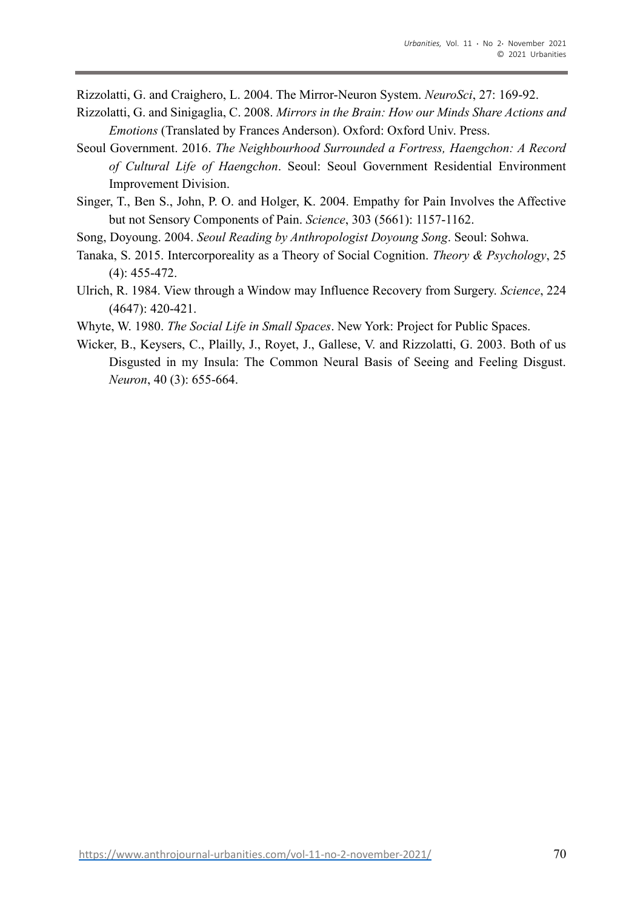Rizzolatti, G. and Craighero, L. 2004. The Mirror-Neuron System. *NeuroSci*, 27: 169-92.

Rizzolatti, G. and Sinigaglia, C. 2008. *Mirrors in the Brain: How our Minds Share Actions and Emotions* (Translated by Frances Anderson). Oxford: Oxford Univ. Press.

Seoul Government. 2016. *The Neighbourhood Surrounded a Fortress, Haengchon: A Record of Cultural Life of Haengchon*. Seoul: Seoul Government Residential Environment Improvement Division.

Singer, T., Ben S., John, P. O. and Holger, K. 2004. Empathy for Pain Involves the Affective but not Sensory Components of Pain. *Science*, 303 (5661): 1157-1162.

Song, Doyoung. 2004. *Seoul Reading by Anthropologist Doyoung Song*. Seoul: Sohwa.

Tanaka, S. 2015. Intercorporeality as a Theory of Social Cognition. *Theory & Psychology*, 25 (4): 455-472.

Ulrich, R. 1984. View through a Window may Influence Recovery from Surgery. *Science*, 224 (4647): 420-421.

Whyte, W. 1980. *The Social Life in Small Spaces*. New York: Project for Public Spaces.

Wicker, B., Keysers, C., Plailly, J., Royet, J., Gallese, V. and Rizzolatti, G. 2003. Both of us Disgusted in my Insula: The Common Neural Basis of Seeing and Feeling Disgust. *Neuron*, 40 (3): 655-664.